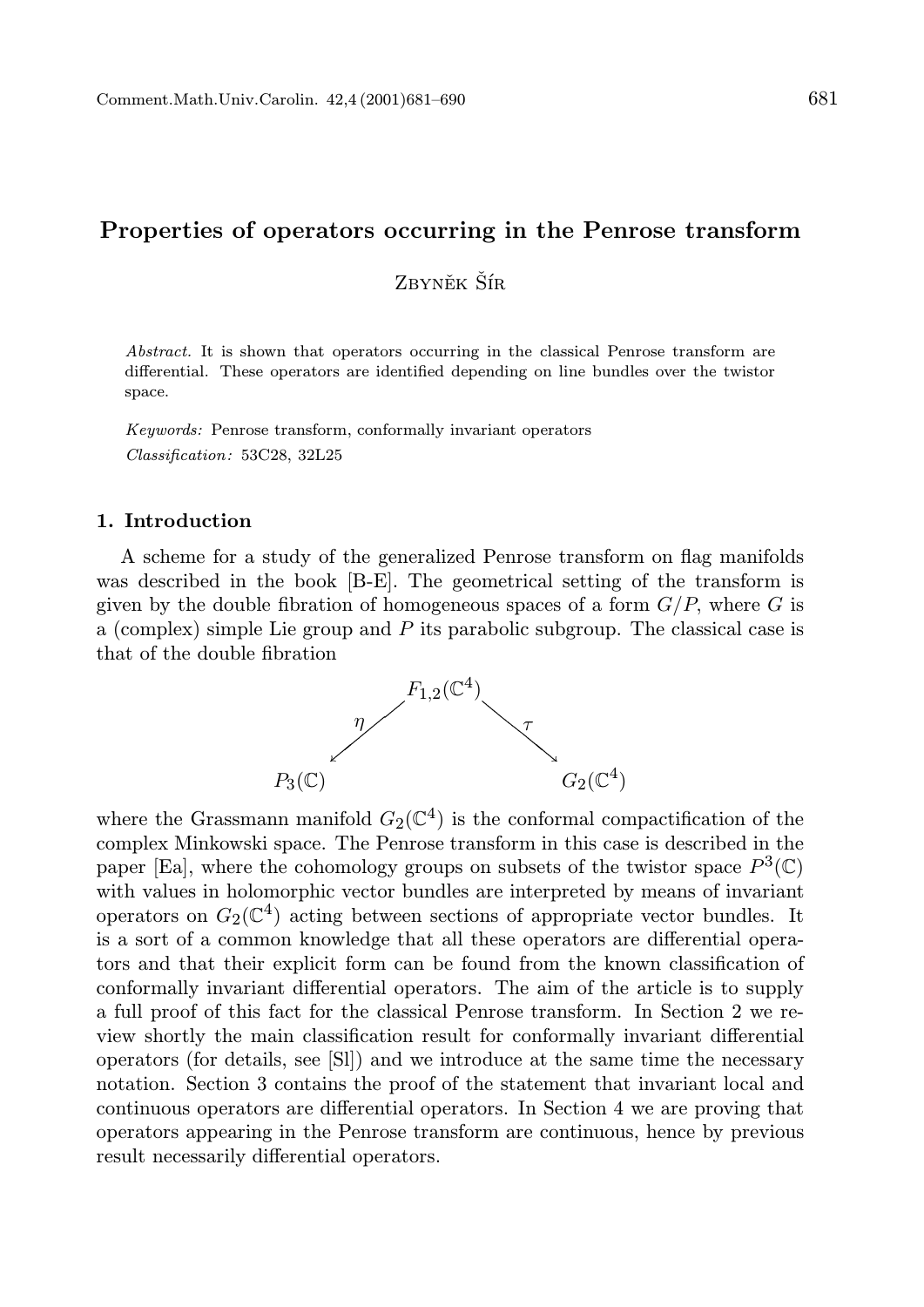# Properties of operators occurring in the Penrose transform

Zbyněk Šír

*Abstract.* It is shown that operators occurring in the classical Penrose transform are differential. These operators are identified depending on line bundles over the twistor space.

*Keywords:* Penrose transform, conformally invariant operators

*Classification:* 53C28, 32L25

## 1. Introduction

A scheme for a study of the generalized Penrose transform on flag manifolds was described in the book [B-E]. The geometrical setting of the transform is given by the double fibration of homogeneous spaces of a form $G/P$, where $G$ is a (complex) simple Lie group and $P$ its parabolic subgroup. The classical case is that of the double fibration

$$
\begin{array}{ccc}
 & F_{1,2}(\mathbb{C}^4) & \\
 {}^{\eta}\swarrow & & \searrow^{\tau} \\
P_3(\mathbb{C}) & & G_2(\mathbb{C}^4)
\end{array}
$$

where the Grassmann manifold $G_2(\mathbb{C}^4)$ is the conformal compactification of the complex Minkowski space. The Penrose transform in this case is described in the paper [Ea], where the cohomology groups on subsets of the twistor space $P^3(\mathbb{C})$ with values in holomorphic vector bundles are interpreted by means of invariant operators on $G_2(\mathbb{C}^4)$ acting between sections of appropriate vector bundles. It is a sort of a common knowledge that all these operators are differential operators and that their explicit form can be found from the known classification of conformally invariant differential operators. The aim of the article is to supply a full proof of this fact for the classical Penrose transform. In Section 2 we review shortly the main classification result for conformally invariant differential operators (for details, see [Sl]) and we introduce at the same time the necessary notation. Section 3 contains the proof of the statement that invariant local and continuous operators are differential operators. In Section 4 we are proving that operators appearing in the Penrose transform are continuous, hence by previous result necessarily differential operators.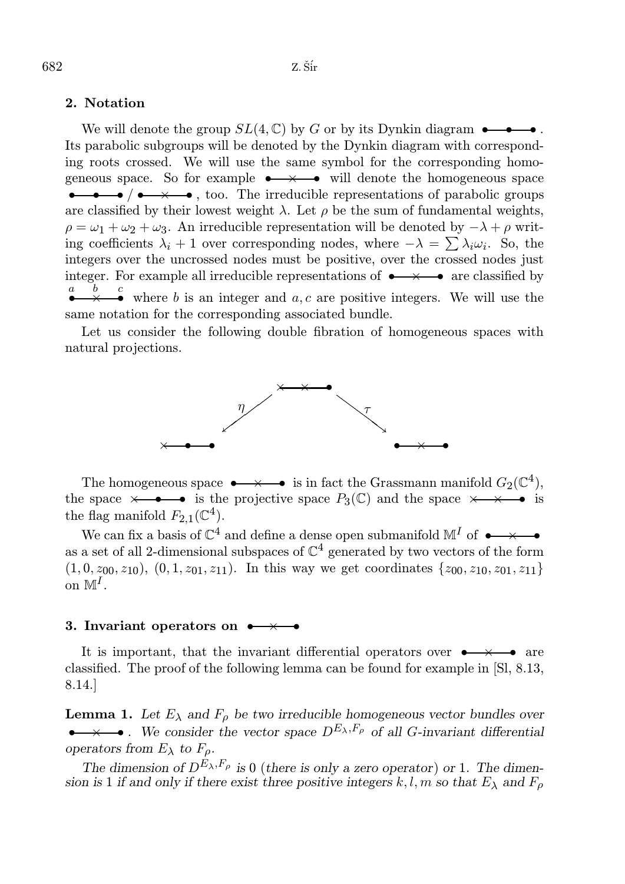## 2. Notation

We will denote the group $SL(4,\mathbb{C})$ by $G$ or by its Dynkin diagram $\bullet\!\!-\!\!\bullet\!\!-\!\!\bullet$. Its parabolic subgroups will be denoted by the Dynkin diagram with corresponding roots crossed. We will use the same symbol for the corresponding homogeneous space. So for example $\bullet\!\!-\!\!\times\!\!-\!\!\bullet$ will denote the homogeneous space $\bullet\!\!-\!\!\bullet\!\!-\!\!\bullet\,/\,\bullet\!\!-\!\!\times\!\!-\!\!\bullet$, too. The irreducible representations of parabolic groups are classified by their lowest weight $\lambda$. Let $\rho$ be the sum of fundamental weights, $\rho = \omega_1 + \omega_2 + \omega_3$. An irreducible representation will be denoted by $-\lambda + \rho$ writing coefficients $\lambda_i + 1$ over corresponding nodes, where $-\lambda = \sum \lambda_i \omega_i$. So, the integers over the uncrossed nodes must be positive, over the crossed nodes just integer. For example all irreducible representations of $\bullet\!\!-\!\!\times\!\!-\!\!\bullet$ are classified by $\overset{a}{\bullet}\!\!-\!\!\overset{b}{\times}\!\!-\!\!\overset{c}{\bullet}$ where $b$ is an integer and $a, c$ are positive integers. We will use the same notation for the corresponding associated bundle.

Let us consider the following double fibration of homogeneous spaces with natural projections.

$$
\begin{array}{ccccc}
 & & \times\!\!-\!\!\times\!\!-\!\!\bullet & & \\
 & \swarrow^{\eta} & & \searrow^{\tau} & \\
\times\!\!-\!\!\bullet\!\!-\!\!\bullet & & & & \bullet\!\!-\!\!\times\!\!-\!\!\bullet
\end{array}
$$

The homogeneous space $\bullet\!\!-\!\!\times\!\!-\!\!\bullet$ is in fact the Grassmann manifold $G_2(\mathbb{C}^4)$, the space $\times\!\!-\!\!\bullet\!\!-\!\!\bullet$ is the projective space $P_3(\mathbb{C})$ and the space $\times\!\!-\!\!\times\!\!-\!\!\bullet$ is the flag manifold $F_{2,1}(\mathbb{C}^4)$.

We can fix a basis of $\mathbb{C}^4$ and define a dense open submanifold $\mathbb{M}^I$ of $\bullet\!\!-\!\!\times\!\!-\!\!\bullet$ as a set of all 2-dimensional subspaces of $\mathbb{C}^4$ generated by two vectors of the form $(1, 0, z_{00}, z_{10})$, $(0, 1, z_{01}, z_{11})$. In this way we get coordinates $\{z_{00}, z_{10}, z_{01}, z_{11}\}$ on $\mathbb{M}^I$.

## 3. Invariant operators on $\bullet\!\!-\!\!\times\!\!-\!\!\bullet$

It is important, that the invariant differential operators over $\bullet\!\!-\!\!\times\!\!-\!\!\bullet$ are classified. The proof of the following lemma can be found for example in [Sl, 8.13, 8.14.]

**Lemma 1.** *Let $E_\lambda$ and $F_\rho$ be two irreducible homogeneous vector bundles over $\bullet\!\!-\!\!\times\!\!-\!\!\bullet$. We consider the vector space $D^{E_\lambda, F_\rho}$ of all $G$-invariant differential operators from $E_\lambda$ to $F_\rho$.*

*The dimension of $D^{E_\lambda, F_\rho}$ is 0 (there is only a zero operator) or 1. The dimension is 1 if and only if there exist three positive integers $k, l, m$ so that $E_\lambda$ and $F_\rho$*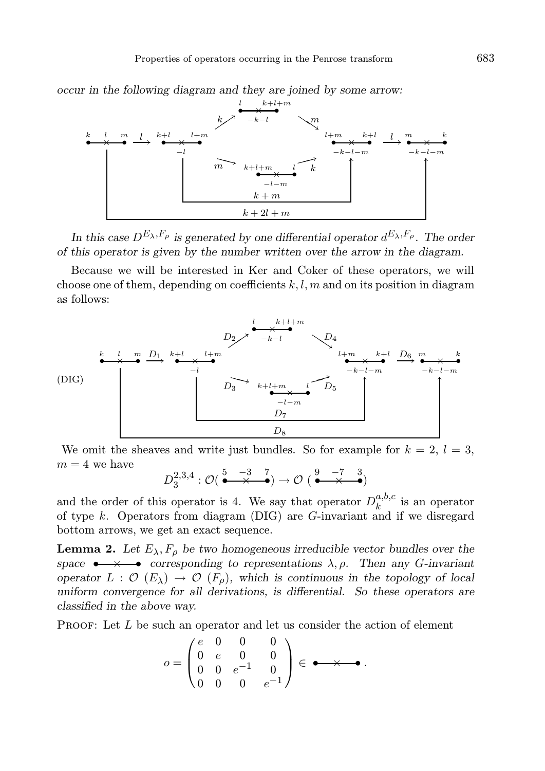*occur in the following diagram and they are joined by some arrow:*

$$
\begin{array}{ccccccccc}
 & & & & \overset{l}{\bullet}\!\!-\!\!\underset{-k-l}{\times}\!\!-\!\!\overset{k+l+m}{\bullet} & & & & \\
 & & & \overset{k}{\nearrow} & & \overset{m}{\searrow} & & & \\
\overset{k}{\bullet}\!\!-\!\!\overset{l}{\times}\!\!-\!\!\overset{m}{\bullet} & \overset{l}{\longrightarrow} & \overset{k+l}{\bullet}\!\!-\!\!\underset{-l}{\times}\!\!-\!\!\overset{l+m}{\bullet} & & & & \overset{l+m}{\bullet}\!\!-\!\!\underset{-k-l-m}{\times}\!\!-\!\!\overset{k+l}{\bullet} & \overset{l}{\longrightarrow} & \overset{m}{\bullet}\!\!-\!\!\underset{-k-l-m}{\times}\!\!-\!\!\overset{k}{\bullet} \\
 & & & \underset{m}{\searrow} & & \underset{k}{\nearrow} & & & \\
 & & & & \overset{k+l+m}{\bullet}\!\!-\!\!\underset{-l-m}{\times}\!\!-\!\!\overset{l}{\bullet} & & & &
\end{array}
$$

(with bottom arrows of order $k+m$ from the second to the fourth bundle and $k+2l+m$ from the first to the last bundle)

*In this case $D^{E_\lambda,F_\rho}$ is generated by one differential operator $d^{E_\lambda,F_\rho}$. The order of this operator is given by the number written over the arrow in the diagram.*

Because we will be interested in Ker and Coker of these operators, we will choose one of them, depending on coefficients $k, l, m$ and on its position in diagram as follows:

(DIG)

$$
\begin{array}{ccccccccc}
 & & & & \overset{l}{\bullet}\!\!-\!\!\underset{-k-l}{\times}\!\!-\!\!\overset{k+l+m}{\bullet} & & & & \\
 & & & \overset{D_2}{\nearrow} & & \overset{D_4}{\searrow} & & & \\
\overset{k}{\bullet}\!\!-\!\!\overset{l}{\times}\!\!-\!\!\overset{m}{\bullet} & \overset{D_1}{\longrightarrow} & \overset{k+l}{\bullet}\!\!-\!\!\underset{-l}{\times}\!\!-\!\!\overset{l+m}{\bullet} & & & & \overset{l+m}{\bullet}\!\!-\!\!\underset{-k-l-m}{\times}\!\!-\!\!\overset{k+l}{\bullet} & \overset{D_6}{\longrightarrow} & \overset{m}{\bullet}\!\!-\!\!\underset{-k-l-m}{\times}\!\!-\!\!\overset{k}{\bullet} \\
 & & & \underset{D_3}{\searrow} & & \underset{D_5}{\nearrow} & & & \\
 & & & & \overset{k+l+m}{\bullet}\!\!-\!\!\underset{-l-m}{\times}\!\!-\!\!\overset{l}{\bullet} & & & &
\end{array}
$$

(with bottom arrows $D_7$ from the second to the fourth bundle and $D_8$ from the first to the last bundle)

We omit the sheaves and write just bundles. So for example for $k = 2$, $l = 3$, $m = 4$ we have

$$D_3^{2,3,4} : \mathcal{O}(\overset{5}{\bullet}\!\!-\!\!\overset{-3}{\times}\!\!-\!\!\overset{7}{\bullet}) \to \mathcal{O}\,(\overset{9}{\bullet}\!\!-\!\!\overset{-7}{\times}\!\!-\!\!\overset{3}{\bullet})$$

and the order of this operator is 4. We say that operator $D_k^{a,b,c}$ is an operator of type $k$. Operators from diagram (DIG) are $G$-invariant and if we disregard bottom arrows, we get an exact sequence.

**Lemma 2.** *Let $E_\lambda, F_\rho$ be two homogeneous irreducible vector bundles over the space $\bullet\!\!-\!\!\times\!\!-\!\!\bullet$ corresponding to representations $\lambda, \rho$. Then any $G$-invariant operator $L : \mathcal{O}\,(E_\lambda) \to \mathcal{O}\,(F_\rho)$, which is continuous in the topology of local uniform convergence for all derivations, is differential. So these operators are classified in the above way.*

Proof: Let $L$ be such an operator and let us consider the action of element

$$o = \begin{pmatrix} e & 0 & 0 & 0 \\ 0 & e & 0 & 0 \\ 0 & 0 & e^{-1} & 0 \\ 0 & 0 & 0 & e^{-1} \end{pmatrix} \in \bullet\!\!-\!\!\times\!\!-\!\!\bullet\,.$$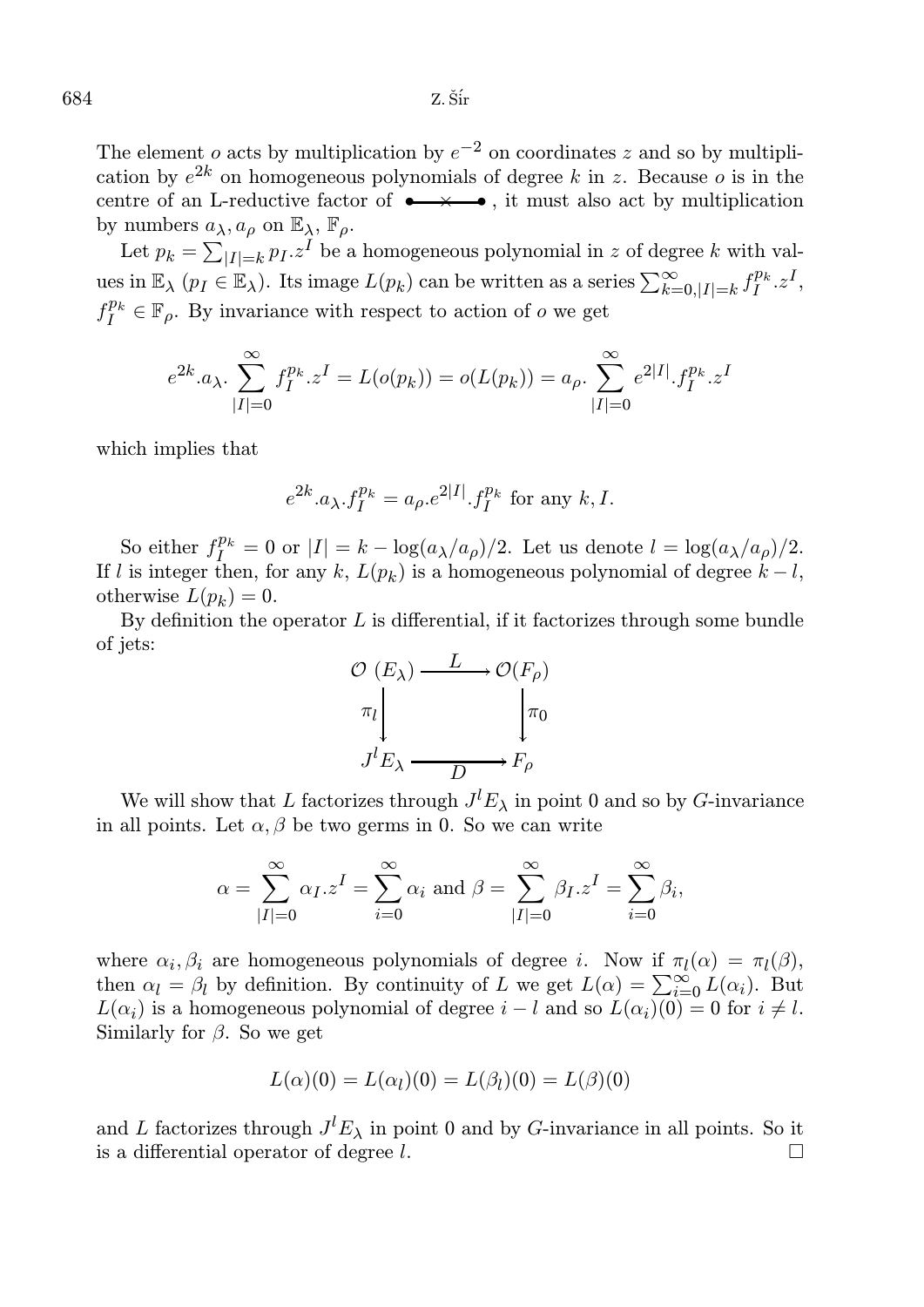The element $o$ acts by multiplication by $e^{-2}$ on coordinates $z$ and so by multiplication by $e^{2k}$ on homogeneous polynomials of degree $k$ in $z$. Because $o$ is in the centre of an L-reductive factor of $\bullet\!\!-\!\!\times\!\!-\!\!\bullet$, it must also act by multiplication by numbers $a_\lambda, a_\rho$ on $\mathbb{E}_\lambda$, $\mathbb{F}_\rho$.

Let $p_k = \sum_{|I|=k} p_I.z^I$ be a homogeneous polynomial in $z$ of degree $k$ with values in $\mathbb{E}_\lambda$ ($p_I \in \mathbb{E}_\lambda$). Its image $L(p_k)$ can be written as a series $\sum_{k=0,|I|=k}^{\infty} f_I^{p_k}.z^I$, $f_I^{p_k} \in \mathbb{F}_\rho$. By invariance with respect to action of $o$ we get

$$e^{2k}.a_\lambda. \sum_{|I|=0}^{\infty} f_I^{p_k}.z^I = L(o(p_k)) = o(L(p_k)) = a_\rho. \sum_{|I|=0}^{\infty} e^{2|I|}.f_I^{p_k}.z^I$$

which implies that

$$e^{2k}.a_\lambda.f_I^{p_k} = a_\rho.e^{2|I|}.f_I^{p_k} \text{ for any } k, I.$$

So either $f_I^{p_k} = 0$ or $|I| = k - \log(a_\lambda/a_\rho)/2$. Let us denote $l = \log(a_\lambda/a_\rho)/2$. If $l$ is integer then, for any $k$, $L(p_k)$ is a homogeneous polynomial of degree $k - l$, otherwise $L(p_k) = 0$.

By definition the operator $L$ is differential, if it factorizes through some bundle of jets:

$$\begin{array}{ccc} \mathcal{O}\ (E_\lambda) & \xrightarrow{\quad L \quad} & \mathcal{O}(F_\rho) \\ \Big\downarrow \pi_l & & \Big\downarrow \pi_0 \\ J^l E_\lambda & \xrightarrow[\quad D \quad]{} & F_\rho \end{array}$$

We will show that $L$ factorizes through $J^l E_\lambda$ in point 0 and so by $G$-invariance in all points. Let $\alpha, \beta$ be two germs in 0. So we can write

$$\alpha = \sum_{|I|=0}^{\infty} \alpha_I.z^I = \sum_{i=0}^{\infty} \alpha_i \text{ and } \beta = \sum_{|I|=0}^{\infty} \beta_I.z^I = \sum_{i=0}^{\infty} \beta_i,$$

where $\alpha_i, \beta_i$ are homogeneous polynomials of degree $i$. Now if $\pi_l(\alpha) = \pi_l(\beta)$, then $\alpha_l = \beta_l$ by definition. By continuity of $L$ we get $L(\alpha) = \sum_{i=0}^{\infty} L(\alpha_i)$. But $L(\alpha_i)$ is a homogeneous polynomial of degree $i - l$ and so $L(\alpha_i)(0) = 0$ for $i \neq l$. Similarly for $\beta$. So we get

$$L(\alpha)(0) = L(\alpha_l)(0) = L(\beta_l)(0) = L(\beta)(0)$$

and $L$ factorizes through $J^l E_\lambda$ in point 0 and by $G$-invariance in all points. So it is a differential operator of degree $l$. $\square$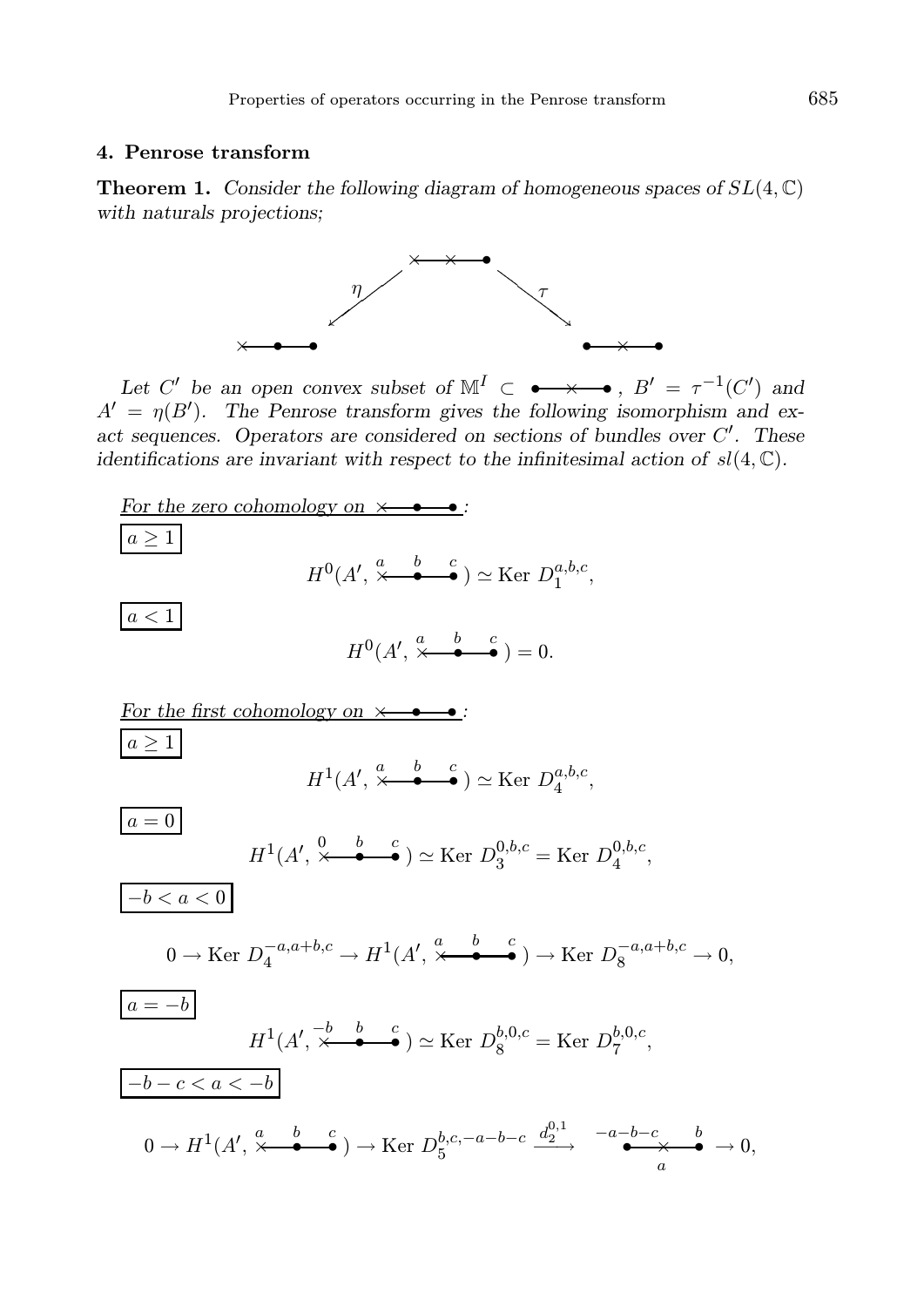## 4. Penrose transform

**Theorem 1.** *Consider the following diagram of homogeneous spaces of $SL(4,\mathbb{C})$ with naturals projections;*

$$\begin{array}{ccc} & \times\!\!-\!\!\!-\!\!\times\!\!-\!\!\!-\!\!\bullet & \\ \swarrow^{\eta} & & \searrow^{\tau} \\ \times\!\!-\!\!\!-\!\!\bullet\!\!-\!\!\!-\!\!\bullet & & \bullet\!\!-\!\!\!-\!\!\times\!\!-\!\!\!-\!\!\bullet \end{array}$$

*Let $C'$ be an open convex subset of $\mathbb{M}^I \subset$ $\bullet\!\!-\!\!\!-\!\!\times\!\!-\!\!\!-\!\!\bullet$, $B' = \tau^{-1}(C')$ and $A' = \eta(B')$. The Penrose transform gives the following isomorphism and exact sequences. Operators are considered on sections of bundles over $C'$. These identifications are invariant with respect to the infinitesimal action of $sl(4,\mathbb{C})$.*

*For the zero cohomology on* $\times\!\!-\!\!\!-\!\!\bullet\!\!-\!\!\!-\!\!\bullet$*:*

$\boxed{a \geq 1}$

$$H^0(A', \overset{a}{\times}\!\!-\!\!\!-\!\!\overset{b}{\bullet}\!\!-\!\!\!-\!\!\overset{c}{\bullet}) \simeq \text{Ker } D_1^{a,b,c},$$

$\boxed{a < 1}$

$$H^0(A', \overset{a}{\times}\!\!-\!\!\!-\!\!\overset{b}{\bullet}\!\!-\!\!\!-\!\!\overset{c}{\bullet}) = 0.$$

*For the first cohomology on* $\times\!\!-\!\!\!-\!\!\bullet\!\!-\!\!\!-\!\!\bullet$*:*

$\boxed{a \geq 1}$

$$H^1(A', \overset{a}{\times}\!\!-\!\!\!-\!\!\overset{b}{\bullet}\!\!-\!\!\!-\!\!\overset{c}{\bullet}) \simeq \text{Ker } D_4^{a,b,c},$$

$\boxed{a = 0}$

$$H^1(A', \overset{0}{\times}\!\!-\!\!\!-\!\!\overset{b}{\bullet}\!\!-\!\!\!-\!\!\overset{c}{\bullet}) \simeq \text{Ker } D_3^{0,b,c} = \text{Ker } D_4^{0,b,c},$$

$\boxed{-b < a < 0}$

$$0 \to \text{Ker } D_4^{-a,a+b,c} \to H^1(A', \overset{a}{\times}\!\!-\!\!\!-\!\!\overset{b}{\bullet}\!\!-\!\!\!-\!\!\overset{c}{\bullet}) \to \text{Ker } D_8^{-a,a+b,c} \to 0,$$

$\boxed{a = -b}$

$$H^1(A', \overset{-b}{\times}\!\!-\!\!\!-\!\!\overset{b}{\bullet}\!\!-\!\!\!-\!\!\overset{c}{\bullet}) \simeq \text{Ker } D_8^{b,0,c} = \text{Ker } D_7^{b,0,c},$$

$\boxed{-b-c < a < -b}$

$$0 \to H^1(A', \overset{a}{\times}\!\!-\!\!\!-\!\!\overset{b}{\bullet}\!\!-\!\!\!-\!\!\overset{c}{\bullet}) \to \text{Ker } D_5^{b,c,-a-b-c} \xrightarrow{d_2^{0,1}} \overset{-a-b-c}{\bullet}\!\!-\!\!\!-\!\!\underset{a}{\times}\!\!-\!\!\!-\!\!\overset{b}{\bullet} \to 0,$$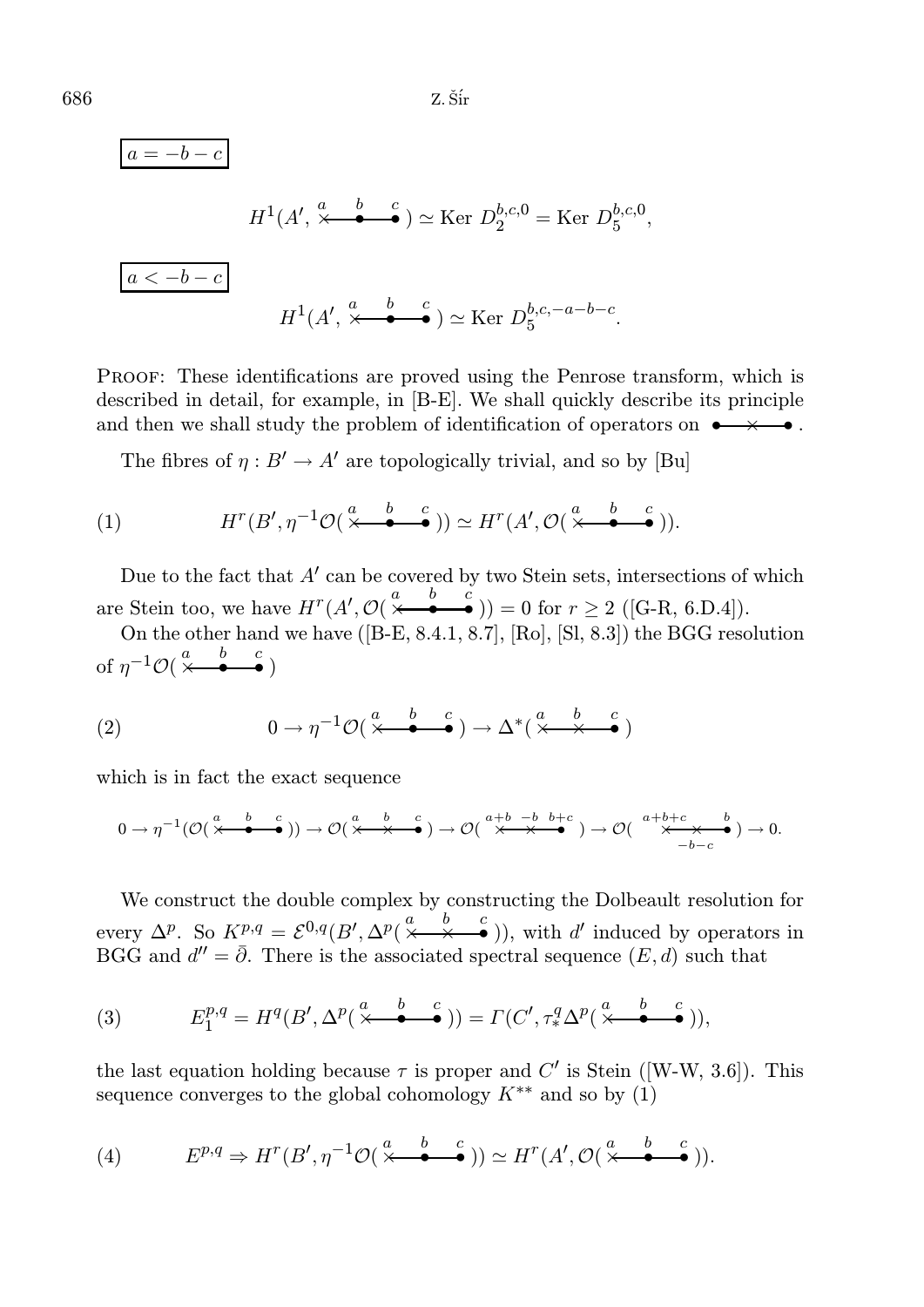$\boxed{a = -b - c}$

$$H^1(A', \overset{a}{\times}\!-\!\overset{b}{\bullet}\!-\!\overset{c}{\bullet}) \simeq \text{Ker } D_2^{b,c,0} = \text{Ker } D_5^{b,c,0},$$

$\boxed{a < -b - c}$

$$H^1(A', \overset{a}{\times}\!-\!\overset{b}{\bullet}\!-\!\overset{c}{\bullet}) \simeq \text{Ker } D_5^{b,c,-a-b-c}.$$

Proof: These identifications are proved using the Penrose transform, which is described in detail, for example, in [B-E]. We shall quickly describe its principle and then we shall study the problem of identification of operators on $\bullet\!-\!\times\!-\!\bullet$.

The fibres of $\eta : B' \to A'$ are topologically trivial, and so by [Bu]

$$H^r(B', \eta^{-1}\mathcal{O}(\overset{a}{\times}\!-\!\overset{b}{\bullet}\!-\!\overset{c}{\bullet})) \simeq H^r(A', \mathcal{O}(\overset{a}{\times}\!-\!\overset{b}{\bullet}\!-\!\overset{c}{\bullet})). \tag{1}$$

Due to the fact that $A'$ can be covered by two Stein sets, intersections of which are Stein too, we have $H^r(A', \mathcal{O}(\overset{a}{\times}\!-\!\overset{b}{\bullet}\!-\!\overset{c}{\bullet})) = 0$ for $r \geq 2$ ([G-R, 6.D.4]).

On the other hand we have ([B-E, 8.4.1, 8.7], [Ro], [Sl, 8.3]) the BGG resolution of $\eta^{-1}\mathcal{O}(\overset{a}{\times}\!-\!\overset{b}{\bullet}\!-\!\overset{c}{\bullet})$

$$0 \to \eta^{-1}\mathcal{O}(\overset{a}{\times}\!-\!\overset{b}{\bullet}\!-\!\overset{c}{\bullet}) \to \Delta^*(\overset{a}{\times}\!-\!\overset{b}{\times}\!-\!\overset{c}{\bullet}) \tag{2}$$

which is in fact the exact sequence

$$0 \to \eta^{-1}(\mathcal{O}(\overset{a}{\times}\!-\!\overset{b}{\bullet}\!-\!\overset{c}{\bullet})) \to \mathcal{O}(\overset{a}{\times}\!-\!\overset{b}{\times}\!-\!\overset{c}{\bullet}) \to \mathcal{O}(\overset{a+b}{\times}\!-\!\overset{-b}{\times}\!-\!\overset{b+c}{\bullet}) \to \mathcal{O}(\overset{a+b+c}{\times}\!-\!\underset{-b-c}{\times}\!-\!\overset{b}{\bullet}) \to 0.$$

We construct the double complex by constructing the Dolbeault resolution for every $\Delta^p$. So $K^{p,q} = \mathcal{E}^{0,q}(B', \Delta^p(\overset{a}{\times}\!-\!\overset{b}{\times}\!-\!\overset{c}{\bullet}))$, with $d'$ induced by operators in BGG and $d'' = \bar{\partial}$. There is the associated spectral sequence $(E, d)$ such that

$$E_1^{p,q} = H^q(B', \Delta^p(\overset{a}{\times}\!-\!\overset{b}{\bullet}\!-\!\overset{c}{\bullet})) = \Gamma(C', \tau_*^q \Delta^p(\overset{a}{\times}\!-\!\overset{b}{\bullet}\!-\!\overset{c}{\bullet})), \tag{3}$$

the last equation holding because $\tau$ is proper and $C'$ is Stein ([W-W, 3.6]). This sequence converges to the global cohomology $K^{**}$ and so by (1)

$$E^{p,q} \Rightarrow H^r(B', \eta^{-1}\mathcal{O}(\overset{a}{\times}\!-\!\overset{b}{\bullet}\!-\!\overset{c}{\bullet})) \simeq H^r(A', \mathcal{O}(\overset{a}{\times}\!-\!\overset{b}{\bullet}\!-\!\overset{c}{\bullet})). \tag{4}$$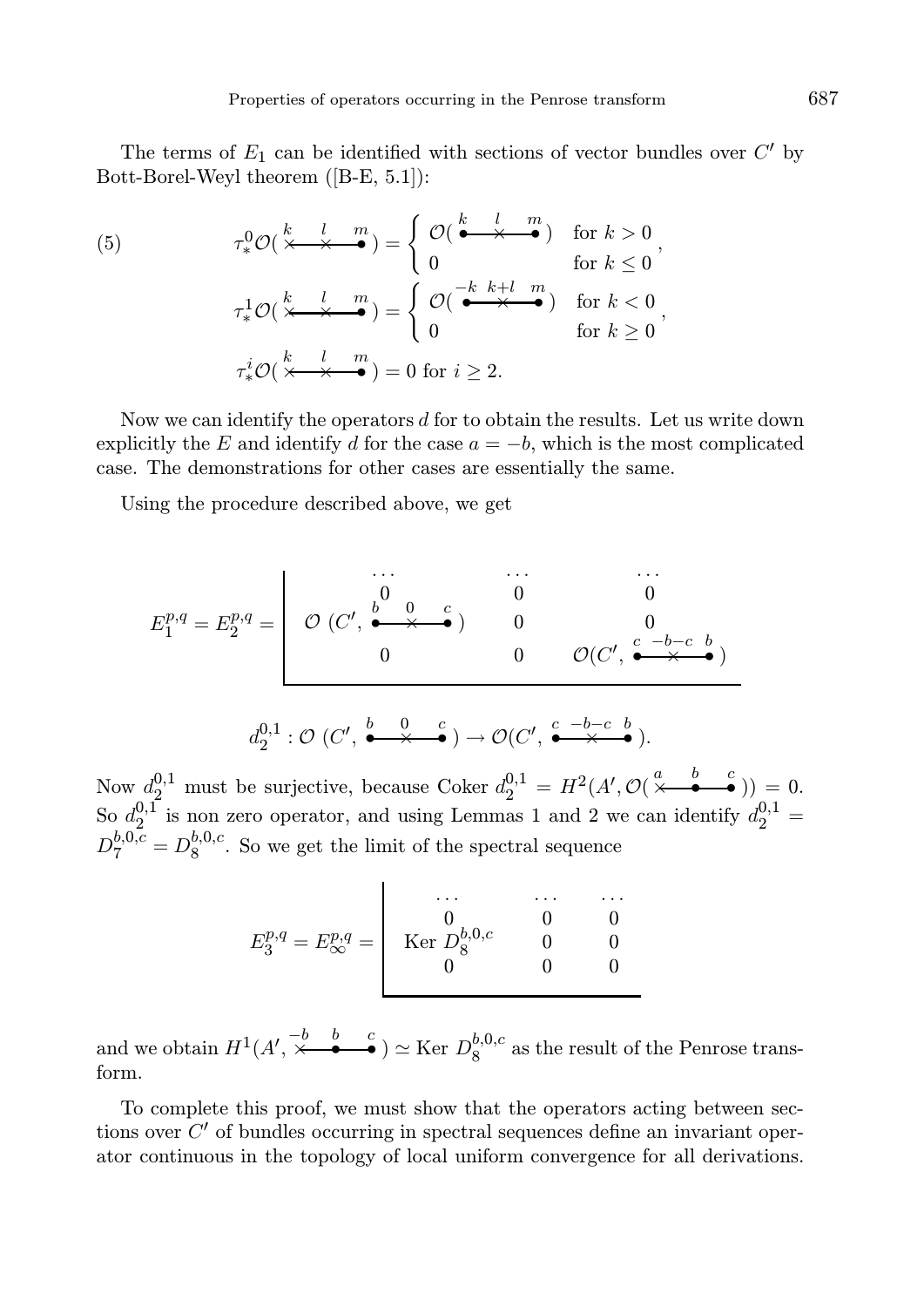The terms of $E_1$ can be identified with sections of vector bundles over $C'$ by Bott-Borel-Weyl theorem ([B-E, 5.1]):

$$\tau^0_*\mathcal{O}(\overset{k}{\times}\!\!-\!\!\overset{l}{\times}\!\!-\!\!\overset{m}{\bullet}) = \begin{cases} \mathcal{O}(\overset{k}{\bullet}\!\!-\!\!\overset{l}{\times}\!\!-\!\!\overset{m}{\bullet}) & \text{for } k > 0 \\ 0 & \text{for } k \leq 0 \end{cases},$$
$$\tau^1_*\mathcal{O}(\overset{k}{\times}\!\!-\!\!\overset{l}{\times}\!\!-\!\!\overset{m}{\bullet}) = \begin{cases} \mathcal{O}(\overset{-k}{\bullet}\!\!-\!\!\overset{k+l}{\times}\!\!-\!\!\overset{m}{\bullet}) & \text{for } k < 0 \\ 0 & \text{for } k \geq 0 \end{cases},$$
$$\tau^i_*\mathcal{O}(\overset{k}{\times}\!\!-\!\!\overset{l}{\times}\!\!-\!\!\overset{m}{\bullet}) = 0 \text{ for } i \geq 2. \tag{5}$$

Now we can identify the operators $d$ for to obtain the results. Let us write down explicitly the $E$ and identify $d$ for the case $a = -b$, which is the most complicated case. The demonstrations for other cases are essentially the same.

Using the procedure described above, we get

$$E^{p,q}_1 = E^{p,q}_2 = \left|\begin{array}{ccc} \dots & \dots & \dots \\ 0 & 0 & 0 \\ \mathcal{O}\ (C', \overset{b}{\bullet}\!\!-\!\!\overset{0}{\times}\!\!-\!\!\overset{c}{\bullet}) & 0 & 0 \\ 0 & 0 & \mathcal{O}(C', \overset{c}{\bullet}\!\!-\!\!\overset{-b-c}{\times}\!\!-\!\!\overset{b}{\bullet}) \end{array}\right.$$

$$d^{0,1}_2 : \mathcal{O}\ (C', \overset{b}{\bullet}\!\!-\!\!\overset{0}{\times}\!\!-\!\!\overset{c}{\bullet}) \to \mathcal{O}(C', \overset{c}{\bullet}\!\!-\!\!\overset{-b-c}{\times}\!\!-\!\!\overset{b}{\bullet}).$$

Now $d^{0,1}_2$ must be surjective, because Coker $d^{0,1}_2 = H^2(A', \mathcal{O}(\overset{a}{\times}\!\!-\!\!\overset{b}{\bullet}\!\!-\!\!\overset{c}{\bullet})) = 0$. So $d^{0,1}_2$ is non zero operator, and using Lemmas 1 and 2 we can identify $d^{0,1}_2 = D^{b,0,c}_7 = D^{b,0,c}_8$. So we get the limit of the spectral sequence

$$E^{p,q}_3 = E^{p,q}_\infty = \left|\begin{array}{ccc} \dots & \dots & \dots \\ 0 & 0 & 0 \\ \text{Ker } D^{b,0,c}_8 & 0 & 0 \\ 0 & 0 & 0 \end{array}\right.$$

and we obtain $H^1(A', \overset{-b}{\times}\!\!-\!\!\overset{b}{\bullet}\!\!-\!\!\overset{c}{\bullet}) \simeq \text{Ker } D^{b,0,c}_8$ as the result of the Penrose transform.

To complete this proof, we must show that the operators acting between sections over $C'$ of bundles occurring in spectral sequences define an invariant operator continuous in the topology of local uniform convergence for all derivations.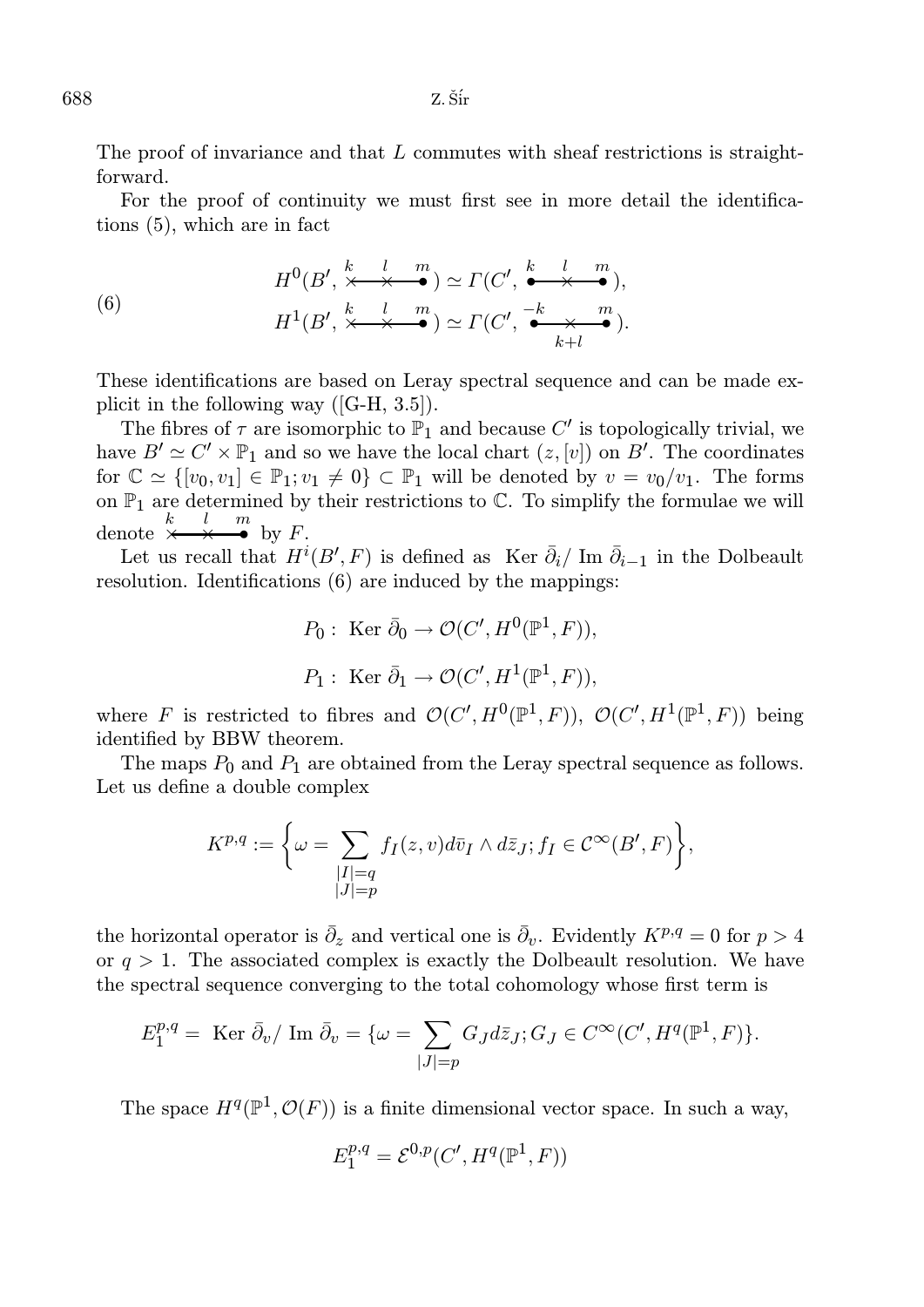The proof of invariance and that $L$ commutes with sheaf restrictions is straightforward.

For the proof of continuity we must first see in more detail the identifications (5), which are in fact

$$
\begin{aligned}
H^0(B', \overset{k}{\times}\!\!-\!\!\!-\!\!\overset{l}{\times}\!\!-\!\!\!-\!\!\overset{m}{\bullet}) &\simeq \Gamma(C', \overset{k}{\bullet}\!\!-\!\!\!-\!\!\overset{l}{\times}\!\!-\!\!\!-\!\!\overset{m}{\bullet}),\\
H^1(B', \overset{k}{\times}\!\!-\!\!\!-\!\!\overset{l}{\times}\!\!-\!\!\!-\!\!\overset{m}{\bullet}) &\simeq \Gamma(C', \overset{-k}{\bullet}\!\!-\!\!\!-\!\!\underset{k+l}{\times}\!\!-\!\!\!-\!\!\overset{m}{\bullet}).
\end{aligned}
\tag{6}
$$

These identifications are based on Leray spectral sequence and can be made explicit in the following way ([G-H, 3.5]).

The fibres of $\tau$ are isomorphic to $\mathbb{P}_1$ and because $C'$ is topologically trivial, we have $B' \simeq C' \times \mathbb{P}_1$ and so we have the local chart $(z, [v])$ on $B'$. The coordinates for $\mathbb{C} \simeq \{[v_0, v_1] \in \mathbb{P}_1; v_1 \neq 0\} \subset \mathbb{P}_1$ will be denoted by $v = v_0/v_1$. The forms on $\mathbb{P}_1$ are determined by their restrictions to $\mathbb{C}$. To simplify the formulae we will denote $\overset{k}{\times}\!\!-\!\!\!-\!\!\overset{l}{\times}\!\!-\!\!\!-\!\!\overset{m}{\bullet}$ by $F$.

Let us recall that $H^i(B', F)$ is defined as $\text{Ker}\ \bar{\partial}_i / \text{Im}\ \bar{\partial}_{i-1}$ in the Dolbeault resolution. Identifications (6) are induced by the mappings:

$$
P_0 : \ \text{Ker}\ \bar{\partial}_0 \to \mathcal{O}(C', H^0(\mathbb{P}^1, F)),
$$

$$
P_1 : \ \text{Ker}\ \bar{\partial}_1 \to \mathcal{O}(C', H^1(\mathbb{P}^1, F)),
$$

where $F$ is restricted to fibres and $\mathcal{O}(C', H^0(\mathbb{P}^1, F))$, $\mathcal{O}(C', H^1(\mathbb{P}^1, F))$ being identified by BBW theorem.

The maps $P_0$ and $P_1$ are obtained from the Leray spectral sequence as follows. Let us define a double complex

$$
K^{p,q} := \bigg\{ \omega = \sum_{\substack{|I|=q\\|J|=p}} f_I(z,v) d\bar{v}_I \wedge d\bar{z}_J; f_I \in \mathcal{C}^\infty(B', F) \bigg\},
$$

the horizontal operator is $\bar{\partial}_z$ and vertical one is $\bar{\partial}_v$. Evidently $K^{p,q} = 0$ for $p > 4$ or $q > 1$. The associated complex is exactly the Dolbeault resolution. We have the spectral sequence converging to the total cohomology whose first term is

$$
E_1^{p,q} = \ \text{Ker}\ \bar{\partial}_v / \ \text{Im}\ \bar{\partial}_v = \{\omega = \sum_{|J|=p} G_J d\bar{z}_J; G_J \in C^\infty(C', H^q(\mathbb{P}^1, F)\}.
$$

The space $H^q(\mathbb{P}^1, \mathcal{O}(F))$ is a finite dimensional vector space. In such a way,

$$
E_1^{p,q} = \mathcal{E}^{0,p}(C', H^q(\mathbb{P}^1, F))
$$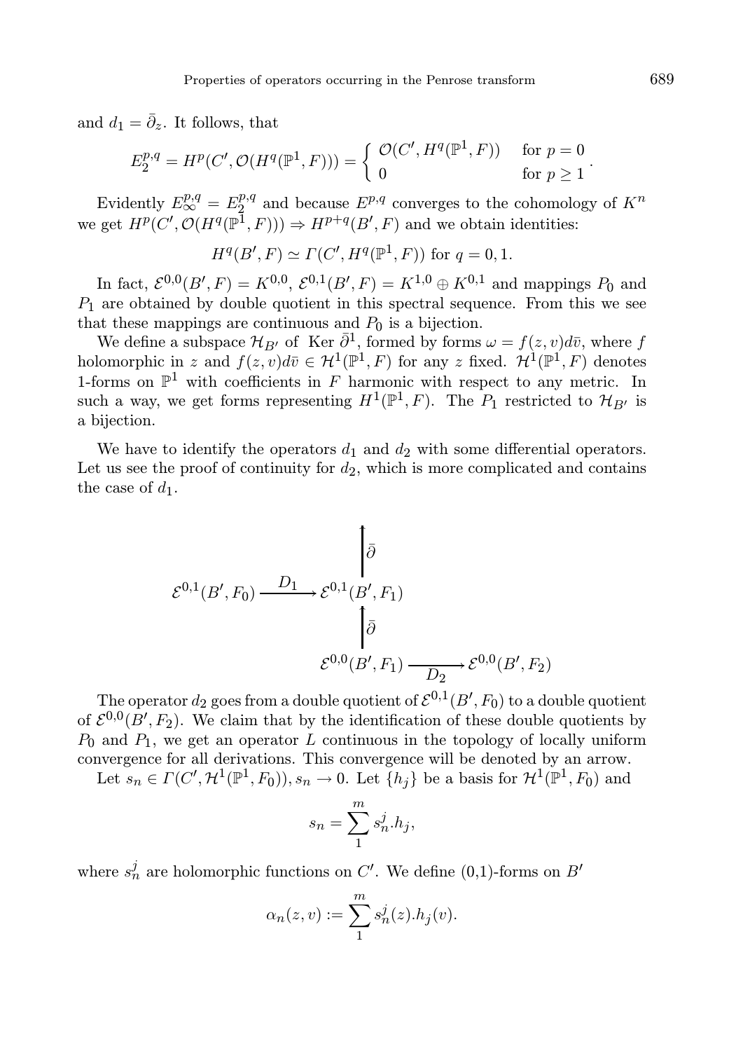and $d_1 = \bar{\partial}_z$. It follows, that

$$E_2^{p,q} = H^p(C', \mathcal{O}(H^q(\mathbb{P}^1, F))) = \begin{cases} \mathcal{O}(C', H^q(\mathbb{P}^1, F)) & \text{for } p = 0 \\ 0 & \text{for } p \geq 1 \end{cases}.$$

Evidently $E_\infty^{p,q} = E_2^{p,q}$ and because $E^{p,q}$ converges to the cohomology of $K^n$ we get $H^p(C', \mathcal{O}(H^q(\mathbb{P}^1, F))) \Rightarrow H^{p+q}(B', F)$ and we obtain identities:

$$H^q(B', F) \simeq \Gamma(C', H^q(\mathbb{P}^1, F)) \text{ for } q = 0, 1.$$

In fact, $\mathcal{E}^{0,0}(B', F) = K^{0,0}$, $\mathcal{E}^{0,1}(B', F) = K^{1,0} \oplus K^{0,1}$ and mappings $P_0$ and $P_1$ are obtained by double quotient in this spectral sequence. From this we see that these mappings are continuous and $P_0$ is a bijection.

We define a subspace $\mathcal{H}_{B'}$ of $\operatorname{Ker} \bar{\partial}^1$, formed by forms $\omega = f(z, v) d\bar{v}$, where $f$ holomorphic in $z$ and $f(z, v) d\bar{v} \in \mathcal{H}^1(\mathbb{P}^1, F)$ for any $z$ fixed. $\mathcal{H}^1(\mathbb{P}^1, F)$ denotes 1-forms on $\mathbb{P}^1$ with coefficients in $F$ harmonic with respect to any metric. In such a way, we get forms representing $H^1(\mathbb{P}^1, F)$. The $P_1$ restricted to $\mathcal{H}_{B'}$ is a bijection.

We have to identify the operators $d_1$ and $d_2$ with some differential operators. Let us see the proof of continuity for $d_2$, which is more complicated and contains the case of $d_1$.

$$\begin{array}{ccc} & & \uparrow \bar{\partial} \\ \mathcal{E}^{0,1}(B', F_0) & \xrightarrow{D_1} & \mathcal{E}^{0,1}(B', F_1) \\ & & \uparrow \bar{\partial} \\ & & \mathcal{E}^{0,0}(B', F_1) \xrightarrow[D_2]{} \mathcal{E}^{0,0}(B', F_2) \end{array}$$

The operator $d_2$ goes from a double quotient of $\mathcal{E}^{0,1}(B', F_0)$ to a double quotient of $\mathcal{E}^{0,0}(B', F_2)$. We claim that by the identification of these double quotients by $P_0$ and $P_1$, we get an operator $L$ continuous in the topology of locally uniform convergence for all derivations. This convergence will be denoted by an arrow.

Let $s_n \in \Gamma(C', \mathcal{H}^1(\mathbb{P}^1, F_0)), s_n \to 0$. Let $\{h_j\}$ be a basis for $\mathcal{H}^1(\mathbb{P}^1, F_0)$ and

$$s_n = \sum_1^m s_n^j . h_j,$$

where $s_n^j$ are holomorphic functions on $C'$. We define (0,1)-forms on $B'$

$$\alpha_n(z, v) := \sum_1^m s_n^j(z) . h_j(v).$$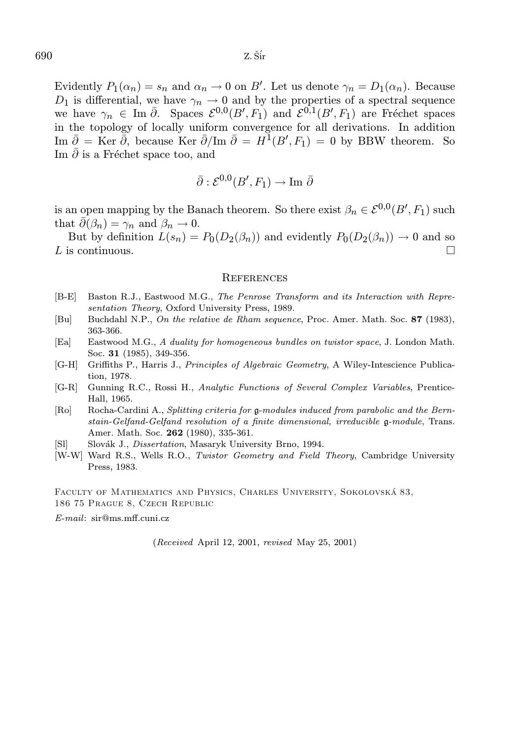Evidently $P_1(\alpha_n) = s_n$ and $\alpha_n \to 0$ on $B'$. Let us denote $\gamma_n = D_1(\alpha_n)$. Because $D_1$ is differential, we have $\gamma_n \to 0$ and by the properties of a spectral sequence we have $\gamma_n \in \text{Im}\ \bar{\partial}$. Spaces $\mathcal{E}^{0,0}(B', F_1)$ and $\mathcal{E}^{0,1}(B', F_1)$ are Fréchet spaces in the topology of locally uniform convergence for all derivations. In addition $\text{Im}\ \bar{\partial} = \text{Ker}\ \bar{\partial}$, because $\text{Ker}\ \bar{\partial}/\text{Im}\ \bar{\partial} = H^1(B', F_1) = 0$ by BBW theorem. So $\text{Im}\ \bar{\partial}$ is a Fréchet space too, and

$$\bar{\partial} : \mathcal{E}^{0,0}(B', F_1) \to \text{Im}\ \bar{\partial}$$

is an open mapping by the Banach theorem. So there exist $\beta_n \in \mathcal{E}^{0,0}(B', F_1)$ such that $\bar{\partial}(\beta_n) = \gamma_n$ and $\beta_n \to 0$.

But by definition $L(s_n) = P_0(D_2(\beta_n))$ and evidently $P_0(D_2(\beta_n)) \to 0$ and so $L$ is continuous. □

## References

[B-E] Baston R.J., Eastwood M.G., *The Penrose Transform and its Interaction with Representation Theory*, Oxford University Press, 1989.

[Bu] Buchdahl N.P., *On the relative de Rham sequence*, Proc. Amer. Math. Soc. **87** (1983), 363-366.

[Ea] Eastwood M.G., *A duality for homogeneous bundles on twistor space*, J. London Math. Soc. **31** (1985), 349-356.

[G-H] Griffiths P., Harris J., *Principles of Algebraic Geometry*, A Wiley-Intescience Publication, 1978.

[G-R] Gunning R.C., Rossi H., *Analytic Functions of Several Complex Variables*, Prentice-Hall, 1965.

[Ro] Rocha-Cardini A., *Splitting criteria for $\mathfrak{g}$-modules induced from parabolic and the Bernstain-Gelfand-Gelfand resolution of a finite dimensional, irreducible $\mathfrak{g}$-module*, Trans. Amer. Math. Soc. **262** (1980), 335-361.

[Sl] Slovák J., *Dissertation*, Masaryk University Brno, 1994.

[W-W] Ward R.S., Wells R.O., *Twistor Geometry and Field Theory*, Cambridge University Press, 1983.

Faculty of Mathematics and Physics, Charles University, Sokolovská 83, 186 75 Prague 8, Czech Republic

*E-mail*: sir@ms.mff.cuni.cz

(*Received* April 12, 2001, *revised* May 25, 2001)